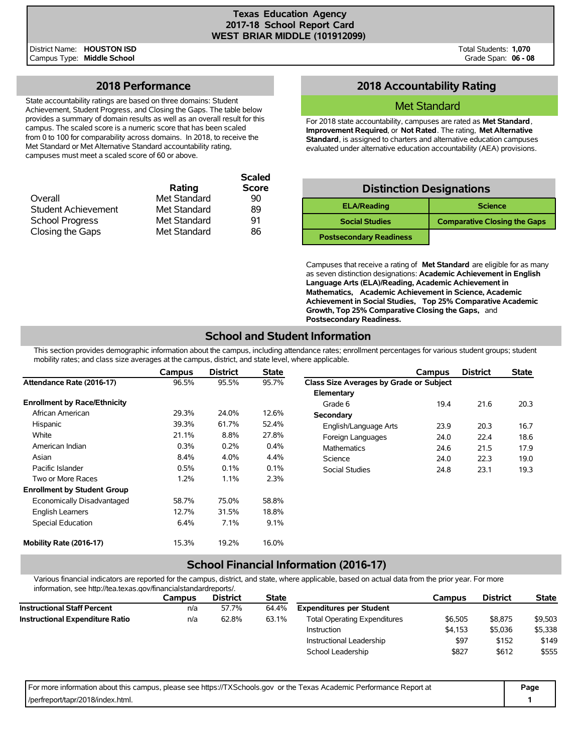# Texas Education Agency
## 2017-18 School Report Card
## WEST BRIAR MIDDLE (101912099)

District Name: **HOUSTON ISD**
Campus Type: **Middle School**

Total Students: **1,070**
Grade Span: **06 - 08**

## 2018 Performance

State accountability ratings are based on three domains: Student Achievement, Student Progress, and Closing the Gaps. The table below provides a summary of domain results as well as an overall result for this campus. The scaled score is a numeric score that has been scaled from 0 to 100 for comparability across domains. In 2018, to receive the Met Standard or Met Alternative Standard accountability rating, campuses must meet a scaled score of 60 or above.

| | Rating | Scaled Score |
|---|---|---|
| Overall | Met Standard | 90 |
| Student Achievement | Met Standard | 89 |
| School Progress | Met Standard | 91 |
| Closing the Gaps | Met Standard | 86 |

## 2018 Accountability Rating

**Met Standard**

For 2018 state accountability, campuses are rated as **Met Standard**, **Improvement Required**, or **Not Rated**. The rating, **Met Alternative Standard**, is assigned to charters and alternative education campuses evaluated under alternative education accountability (AEA) provisions.

## Distinction Designations

| | |
|---|---|
| ELA/Reading | Science |
| Social Studies | Comparative Closing the Gaps |
| Postsecondary Readiness | |

Campuses that receive a rating of **Met Standard** are eligible for as many as seven distinction designations: **Academic Achievement in English Language Arts (ELA)/Reading, Academic Achievement in Mathematics, Academic Achievement in Science, Academic Achievement in Social Studies, Top 25% Comparative Academic Growth, Top 25% Comparative Closing the Gaps,** and **Postsecondary Readiness.**

## School and Student Information

This section provides demographic information about the campus, including attendance rates; enrollment percentages for various student groups; student mobility rates; and class size averages at the campus, district, and state level, where applicable.

| | Campus | District | State |
|---|---|---|---|
| **Attendance Rate (2016-17)** | 96.5% | 95.5% | 95.7% |
| **Enrollment by Race/Ethnicity** | | | |
| African American | 29.3% | 24.0% | 12.6% |
| Hispanic | 39.3% | 61.7% | 52.4% |
| White | 21.1% | 8.8% | 27.8% |
| American Indian | 0.3% | 0.2% | 0.4% |
| Asian | 8.4% | 4.0% | 4.4% |
| Pacific Islander | 0.5% | 0.1% | 0.1% |
| Two or More Races | 1.2% | 1.1% | 2.3% |
| **Enrollment by Student Group** | | | |
| Economically Disadvantaged | 58.7% | 75.0% | 58.8% |
| English Learners | 12.7% | 31.5% | 18.8% |
| Special Education | 6.4% | 7.1% | 9.1% |
| **Mobility Rate (2016-17)** | 15.3% | 19.2% | 16.0% |

| | Campus | District | State |
|---|---|---|---|
| **Class Size Averages by Grade or Subject** | | | |
| **Elementary** | | | |
| Grade 6 | 19.4 | 21.6 | 20.3 |
| **Secondary** | | | |
| English/Language Arts | 23.9 | 20.3 | 16.7 |
| Foreign Languages | 24.0 | 22.4 | 18.6 |
| Mathematics | 24.6 | 21.5 | 17.9 |
| Science | 24.0 | 22.3 | 19.0 |
| Social Studies | 24.8 | 23.1 | 19.3 |

## School Financial Information (2016-17)

Various financial indicators are reported for the campus, district, and state, where applicable, based on actual data from the prior year. For more information, see http://tea.texas.gov/financialstandardreports/.

| | Campus | District | State |
|---|---|---|---|
| **Instructional Staff Percent** | n/a | 57.7% | 64.4% |
| **Instructional Expenditure Ratio** | n/a | 62.8% | 63.1% |

| | Campus | District | State |
|---|---|---|---|
| **Expenditures per Student** | | | |
| Total Operating Expenditures | $6,505 | $8,875 | $9,503 |
| Instruction | $4,153 | $5,036 | $5,338 |
| Instructional Leadership | $97 | $152 | $149 |
| School Leadership | $827 | $612 | $555 |

For more information about this campus, please see https://TXSchools.gov or the Texas Academic Performance Report at /perfreport/tapr/2018/index.html.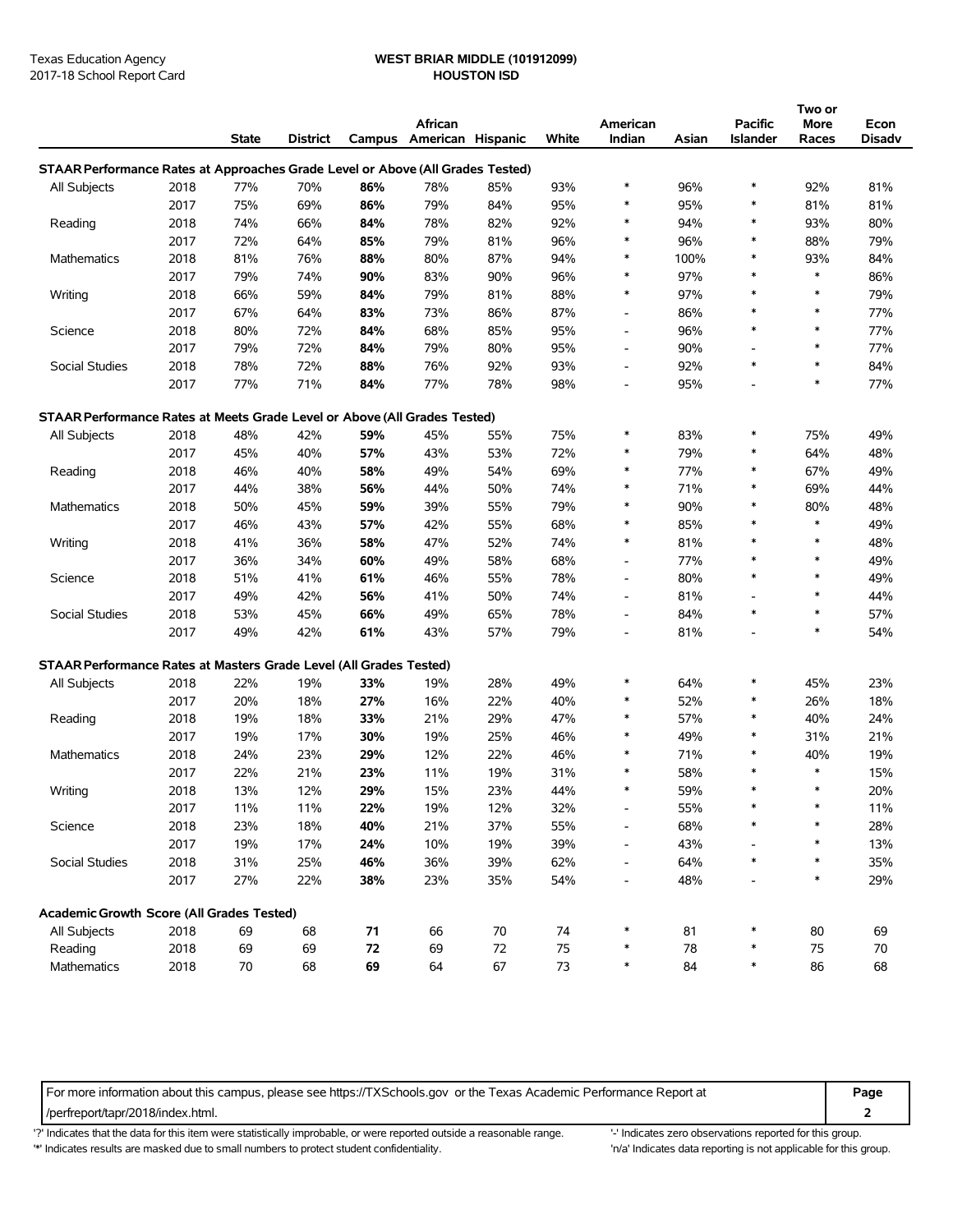Texas Education Agency
2017-18 School Report Card

**WEST BRIAR MIDDLE (101912099)**
**HOUSTON ISD**

| | | State | District | Campus | African American | Hispanic | White | American Indian | Asian | Pacific Islander | Two or More Races | Econ Disadv |
|---|---|---|---|---|---|---|---|---|---|---|---|---|
| **STAAR Performance Rates at Approaches Grade Level or Above (All Grades Tested)** | | | | | | | | | | | | |
| All Subjects | 2018 | 77% | 70% | **86%** | 78% | 85% | 93% | * | 96% | * | 92% | 81% |
| | 2017 | 75% | 69% | **86%** | 79% | 84% | 95% | * | 95% | * | 81% | 81% |
| Reading | 2018 | 74% | 66% | **84%** | 78% | 82% | 92% | * | 94% | * | 93% | 80% |
| | 2017 | 72% | 64% | **85%** | 79% | 81% | 96% | * | 96% | * | 88% | 79% |
| Mathematics | 2018 | 81% | 76% | **88%** | 80% | 87% | 94% | * | 100% | * | 93% | 84% |
| | 2017 | 79% | 74% | **90%** | 83% | 90% | 96% | * | 97% | * | * | 86% |
| Writing | 2018 | 66% | 59% | **84%** | 79% | 81% | 88% | * | 97% | * | * | 79% |
| | 2017 | 67% | 64% | **83%** | 73% | 86% | 87% | - | 86% | * | * | 77% |
| Science | 2018 | 80% | 72% | **84%** | 68% | 85% | 95% | - | 96% | * | * | 77% |
| | 2017 | 79% | 72% | **84%** | 79% | 80% | 95% | - | 90% | - | * | 77% |
| Social Studies | 2018 | 78% | 72% | **88%** | 76% | 92% | 93% | - | 92% | * | * | 84% |
| | 2017 | 77% | 71% | **84%** | 77% | 78% | 98% | - | 95% | - | * | 77% |
| **STAAR Performance Rates at Meets Grade Level or Above (All Grades Tested)** | | | | | | | | | | | | |
| All Subjects | 2018 | 48% | 42% | **59%** | 45% | 55% | 75% | * | 83% | * | 75% | 49% |
| | 2017 | 45% | 40% | **57%** | 43% | 53% | 72% | * | 79% | * | 64% | 48% |
| Reading | 2018 | 46% | 40% | **58%** | 49% | 54% | 69% | * | 77% | * | 67% | 49% |
| | 2017 | 44% | 38% | **56%** | 44% | 50% | 74% | * | 71% | * | 69% | 44% |
| Mathematics | 2018 | 50% | 45% | **59%** | 39% | 55% | 79% | * | 90% | * | 80% | 48% |
| | 2017 | 46% | 43% | **57%** | 42% | 55% | 68% | * | 85% | * | * | 49% |
| Writing | 2018 | 41% | 36% | **58%** | 47% | 52% | 74% | * | 81% | * | * | 48% |
| | 2017 | 36% | 34% | **60%** | 49% | 58% | 68% | - | 77% | * | * | 49% |
| Science | 2018 | 51% | 41% | **61%** | 46% | 55% | 78% | - | 80% | * | * | 49% |
| | 2017 | 49% | 42% | **56%** | 41% | 50% | 74% | - | 81% | - | * | 44% |
| Social Studies | 2018 | 53% | 45% | **66%** | 49% | 65% | 78% | - | 84% | * | * | 57% |
| | 2017 | 49% | 42% | **61%** | 43% | 57% | 79% | - | 81% | - | * | 54% |
| **STAAR Performance Rates at Masters Grade Level (All Grades Tested)** | | | | | | | | | | | | |
| All Subjects | 2018 | 22% | 19% | **33%** | 19% | 28% | 49% | * | 64% | * | 45% | 23% |
| | 2017 | 20% | 18% | **27%** | 16% | 22% | 40% | * | 52% | * | 26% | 18% |
| Reading | 2018 | 19% | 18% | **33%** | 21% | 29% | 47% | * | 57% | * | 40% | 24% |
| | 2017 | 19% | 17% | **30%** | 19% | 25% | 46% | * | 49% | * | 31% | 21% |
| Mathematics | 2018 | 24% | 23% | **29%** | 12% | 22% | 46% | * | 71% | * | 40% | 19% |
| | 2017 | 22% | 21% | **23%** | 11% | 19% | 31% | * | 58% | * | * | 15% |
| Writing | 2018 | 13% | 12% | **29%** | 15% | 23% | 44% | * | 59% | * | * | 20% |
| | 2017 | 11% | 11% | **22%** | 19% | 12% | 32% | - | 55% | * | * | 11% |
| Science | 2018 | 23% | 18% | **40%** | 21% | 37% | 55% | - | 68% | * | * | 28% |
| | 2017 | 19% | 17% | **24%** | 10% | 19% | 39% | - | 43% | - | * | 13% |
| Social Studies | 2018 | 31% | 25% | **46%** | 36% | 39% | 62% | - | 64% | * | * | 35% |
| | 2017 | 27% | 22% | **38%** | 23% | 35% | 54% | - | 48% | - | * | 29% |
| **Academic Growth Score (All Grades Tested)** | | | | | | | | | | | | |
| All Subjects | 2018 | 69 | 68 | **71** | 66 | 70 | 74 | * | 81 | * | 80 | 69 |
| Reading | 2018 | 69 | 69 | **72** | 69 | 72 | 75 | * | 78 | * | 75 | 70 |
| Mathematics | 2018 | 70 | 68 | **69** | 64 | 67 | 73 | * | 84 | * | 86 | 68 |

For more information about this campus, please see https://TXSchools.gov or the Texas Academic Performance Report at /perfreport/tapr/2018/index.html.

'?' Indicates that the data for this item were statistically improbable, or were reported outside a reasonable range.
'*' Indicates results are masked due to small numbers to protect student confidentiality.
'-' Indicates zero observations reported for this group.
'n/a' Indicates data reporting is not applicable for this group.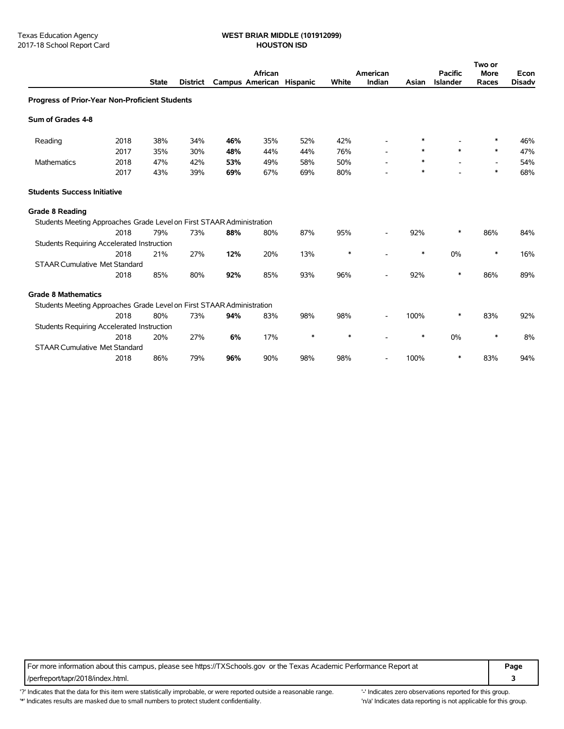| | | State | District | Campus | African American | Hispanic | White | American Indian | Asian | Pacific Islander | Two or More Races | Econ Disadv |
|---|---|---|---|---|---|---|---|---|---|---|---|---|
| **Progress of Prior-Year Non-Proficient Students** | | | | | | | | | | | | |
| **Sum of Grades 4-8** | | | | | | | | | | | | |
| Reading | 2018 | 38% | 34% | **46%** | 35% | 52% | 42% | - | * | - | * | 46% |
| | 2017 | 35% | 30% | **48%** | 44% | 44% | 76% | - | * | * | * | 47% |
| Mathematics | 2018 | 47% | 42% | **53%** | 49% | 58% | 50% | - | * | - | - | 54% |
| | 2017 | 43% | 39% | **69%** | 67% | 69% | 80% | - | * | - | * | 68% |
| **Students Success Initiative** | | | | | | | | | | | | |
| **Grade 8 Reading** | | | | | | | | | | | | |
| Students Meeting Approaches Grade Level on First STAAR Administration | | | | | | | | | | | | |
| | 2018 | 79% | 73% | **88%** | 80% | 87% | 95% | - | 92% | * | 86% | 84% |
| Students Requiring Accelerated Instruction | | | | | | | | | | | | |
| | 2018 | 21% | 27% | **12%** | 20% | 13% | * | - | * | 0% | * | 16% |
| STAAR Cumulative Met Standard | | | | | | | | | | | | |
| | 2018 | 85% | 80% | **92%** | 85% | 93% | 96% | - | 92% | * | 86% | 89% |
| **Grade 8 Mathematics** | | | | | | | | | | | | |
| Students Meeting Approaches Grade Level on First STAAR Administration | | | | | | | | | | | | |
| | 2018 | 80% | 73% | **94%** | 83% | 98% | 98% | - | 100% | * | 83% | 92% |
| Students Requiring Accelerated Instruction | | | | | | | | | | | | |
| | 2018 | 20% | 27% | **6%** | 17% | * | * | - | * | 0% | * | 8% |
| STAAR Cumulative Met Standard | | | | | | | | | | | | |
| | 2018 | 86% | 79% | **96%** | 90% | 98% | 98% | - | 100% | * | 83% | 94% |

For more information about this campus, please see https://TXSchools.gov or the Texas Academic Performance Report at /perfreport/tapr/2018/index.html.

'?' Indicates that the data for this item were statistically improbable, or were reported outside a reasonable range.
'*' Indicates results are masked due to small numbers to protect student confidentiality.
'-' Indicates zero observations reported for this group.
'n/a' Indicates data reporting is not applicable for this group.